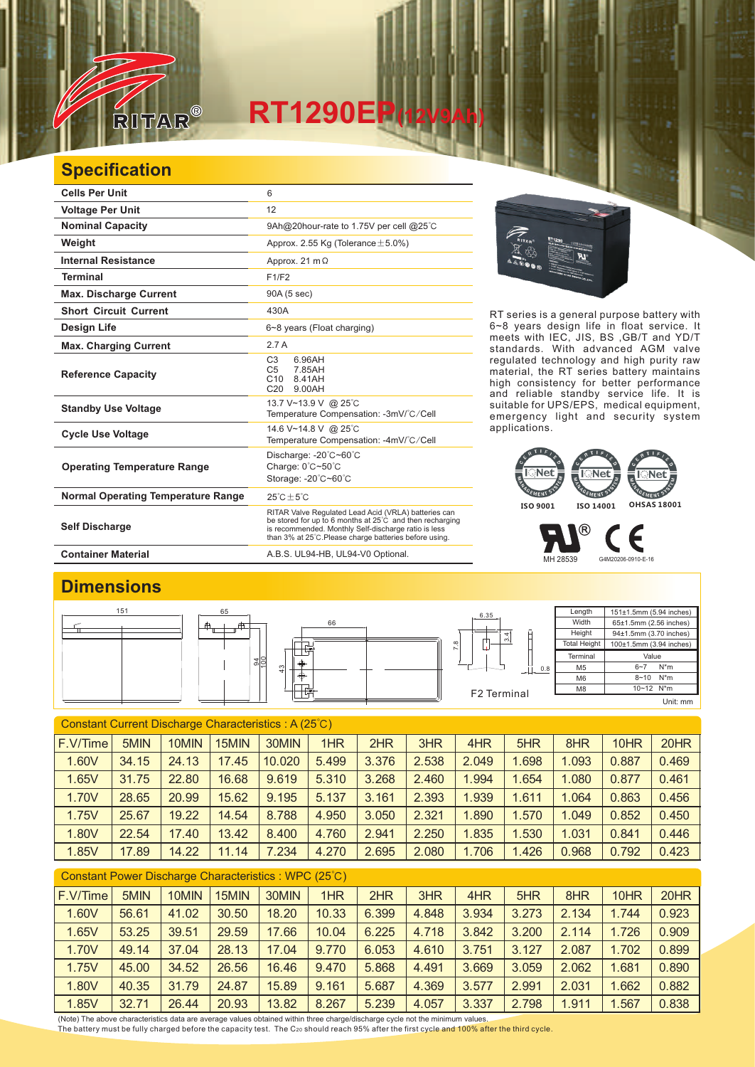# RT1290EP(12V9Ah)

## Specification

| | |
|---|---|
| **Cells Per Unit** | 6 |
| **Voltage Per Unit** | 12 |
| **Nominal Capacity** | 9Ah@20hour-rate to 1.75V per cell @25℃ |
| **Weight** | Approx. 2.55 Kg (Tolerance±5.0%) |
| **Internal Resistance** | Approx. 21 mΩ |
| **Terminal** | F1/F2 |
| **Max. Discharge Current** | 90A (5 sec) |
| **Short Circuit Current** | 430A |
| **Design Life** | 6~8 years (Float charging) |
| **Max. Charging Current** | 2.7 A |
| **Reference Capacity** | C3 6.96AH<br>C5 7.85AH<br>C10 8.41AH<br>C20 9.00AH |
| **Standby Use Voltage** | 13.7 V~13.9 V @ 25℃<br>Temperature Compensation: -3mV/℃/Cell |
| **Cycle Use Voltage** | 14.6 V~14.8 V @ 25℃<br>Temperature Compensation: -4mV/℃/Cell |
| **Operating Temperature Range** | Discharge: -20℃~60℃<br>Charge: 0℃~50℃<br>Storage: -20℃~60℃ |
| **Normal Operating Temperature Range** | 25℃±5℃ |
| **Self Discharge** | RITAR Valve Regulated Lead Acid (VRLA) batteries can be stored for up to 6 months at 25℃ and then recharging is recommended. Monthly Self-discharge ratio is less than 3% at 25℃.Please charge batteries before using. |
| **Container Material** | A.B.S. UL94-HB, UL94-V0 Optional. |

RT series is a general purpose battery with 6~8 years design life in float service. It meets with IEC, JIS, BS ,GB/T and YD/T standards. With advanced AGM valve regulated technology and high purity raw material, the RT series battery maintains high consistency for better performance and reliable standby service life. It is suitable for UPS/EPS, medical equipment, emergency light and security system applications.

ISO 9001 ISO 14001 OHSAS 18001

MH 28539 G4M20206-0910-E-16

## Dimensions

151 65 66 94 100 43 6.35 7.8 3.4 0.8

F2 Terminal

| Length | 151±1.5mm (5.94 inches) |
|---|---|
| Width | 65±1.5mm (2.56 inches) |
| Height | 94±1.5mm (3.70 inches) |
| Total Height | 100±1.5mm (3.94 inches) |

| Terminal | Value |
|---|---|
| M5 | 6~7 N*m |
| M6 | 8~10 N*m |
| M8 | 10~12 N*m |

Unit: mm

Constant Current Discharge Characteristics : A (25℃)

| F.V/Time | 5MIN | 10MIN | 15MIN | 30MIN | 1HR | 2HR | 3HR | 4HR | 5HR | 8HR | 10HR | 20HR |
|---|---|---|---|---|---|---|---|---|---|---|---|---|
| 1.60V | 34.15 | 24.13 | 17.45 | 10.020 | 5.499 | 3.376 | 2.538 | 2.049 | 1.698 | 1.093 | 0.887 | 0.469 |
| 1.65V | 31.75 | 22.80 | 16.68 | 9.619 | 5.310 | 3.268 | 2.460 | 1.994 | 1.654 | 1.080 | 0.877 | 0.461 |
| 1.70V | 28.65 | 20.99 | 15.62 | 9.195 | 5.137 | 3.161 | 2.393 | 1.939 | 1.611 | 1.064 | 0.863 | 0.456 |
| 1.75V | 25.67 | 19.22 | 14.54 | 8.788 | 4.950 | 3.050 | 2.321 | 1.890 | 1.570 | 1.049 | 0.852 | 0.450 |
| 1.80V | 22.54 | 17.40 | 13.42 | 8.400 | 4.760 | 2.941 | 2.250 | 1.835 | 1.530 | 1.031 | 0.841 | 0.446 |
| 1.85V | 17.89 | 14.22 | 11.14 | 7.234 | 4.270 | 2.695 | 2.080 | 1.706 | 1.426 | 0.968 | 0.792 | 0.423 |

Constant Power Discharge Characteristics : WPC (25℃)

| F.V/Time | 5MIN | 10MIN | 15MIN | 30MIN | 1HR | 2HR | 3HR | 4HR | 5HR | 8HR | 10HR | 20HR |
|---|---|---|---|---|---|---|---|---|---|---|---|---|
| 1.60V | 56.61 | 41.02 | 30.50 | 18.20 | 10.33 | 6.399 | 4.848 | 3.934 | 3.273 | 2.134 | 1.744 | 0.923 |
| 1.65V | 53.25 | 39.51 | 29.59 | 17.66 | 10.04 | 6.225 | 4.718 | 3.842 | 3.200 | 2.114 | 1.726 | 0.909 |
| 1.70V | 49.14 | 37.04 | 28.13 | 17.04 | 9.770 | 6.053 | 4.610 | 3.751 | 3.127 | 2.087 | 1.702 | 0.899 |
| 1.75V | 45.00 | 34.52 | 26.56 | 16.46 | 9.470 | 5.868 | 4.491 | 3.669 | 3.059 | 2.062 | 1.681 | 0.890 |
| 1.80V | 40.35 | 31.79 | 24.87 | 15.89 | 9.161 | 5.687 | 4.369 | 3.577 | 2.991 | 2.031 | 1.662 | 0.882 |
| 1.85V | 32.71 | 26.44 | 20.93 | 13.82 | 8.267 | 5.239 | 4.057 | 3.337 | 2.798 | 1.911 | 1.567 | 0.838 |

(Note) The above characteristics data are average values obtained within three charge/discharge cycle not the minimum values.
The battery must be fully charged before the capacity test. The $C_{20}$ should reach 95% after the first cycle and 100% after the third cycle.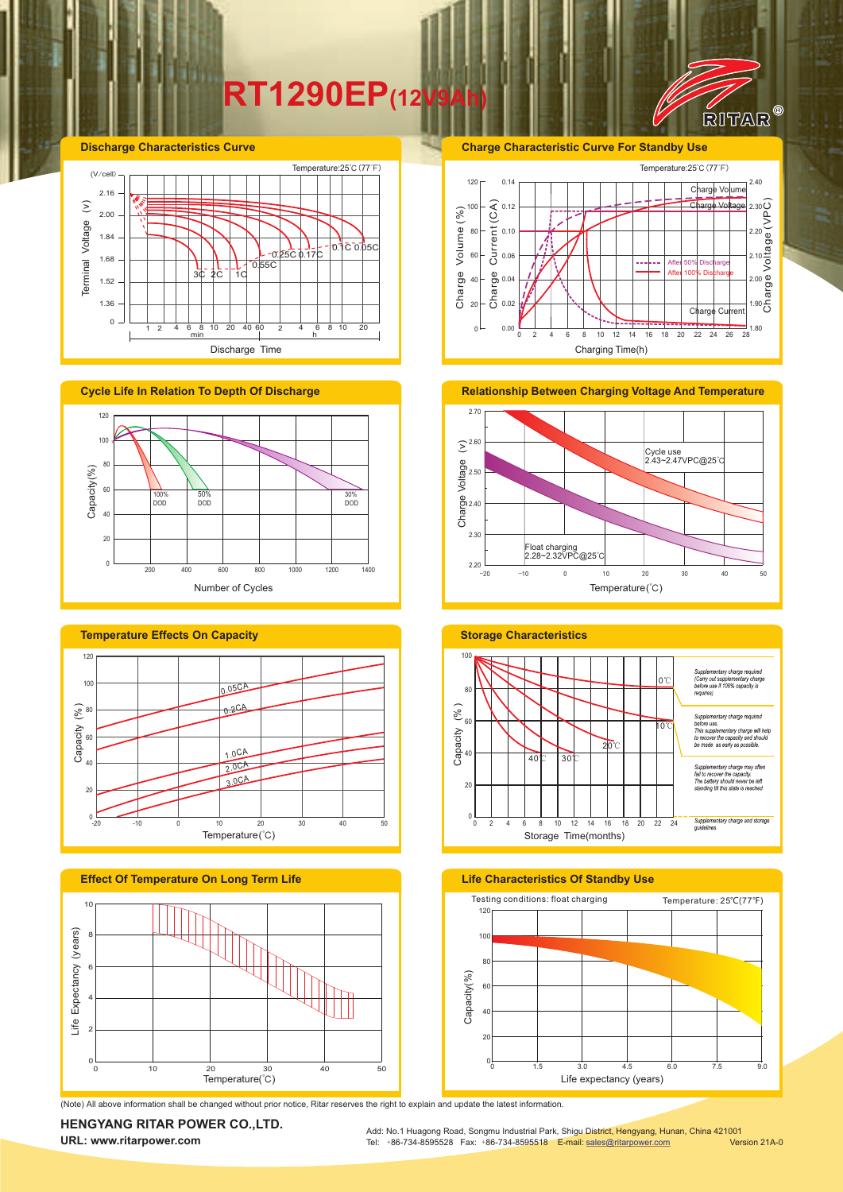# RT1290EP(12V9Ah)

RITAR®

## Discharge Characteristics Curve

Temperature:25℃ (77℉)

(V/cell)

2.16
2.00
1.84
1.68
1.52
1.36
0

Terminal Voltage (v)

3C 2C 1C 0.55C 0.25C 0.17C 0.1C 0.05C

1 2 4 6 8 10 20 40 60 2 4 6 8 10 20

min h

Discharge Time

## Charge Characteristic Curve For Standby Use

Temperature:25℃ (77℉)

Charge Volume

Charge Voltage

Charge Current

After 50% Discharge

After 100% Discharge

Charge Volume (%) Charge Current (CA) Charge Voltage (VPC)

120 100 80 60 40 20 0

0.14 0.12 0.10 0.06 0.04 0.02 0.00

2.40 2.30 2.20 2.10 2.00 1.90 1.80

0 2 4 6 8 10 12 14 16 18 20 22 24 26 28

Charging Time(h)

## Cycle Life In Relation To Depth Of Discharge

120 100 80 60 40 20 0

Capacity(%)

100% DOD

50% DOD

30% DOD

200 400 600 800 1000 1200 1400

Number of Cycles

## Relationship Between Charging Voltage And Temperature

2.70 2.60 2.50 2.40 2.30 2.20

Charge Voltage (v)

Cycle use
2.43~2.47VPC@25℃

Float charging
2.28~2.32VPC@25℃

−20 −10 0 10 20 30 40 50

Temperature(℃)

## Temperature Effects On Capacity

120 100 80 60 40 20 0

Capacity (%)

0.05CA
0.2CA
1.0CA
2.0CA
3.0CA

-20 -10 0 10 20 30 40 50

Temperature(℃)

## Storage Characteristics

100 80 60 40 20 0

Capacity (%)

0℃ 10℃ 20℃ 30℃ 40℃

0 2 4 6 8 10 12 14 16 18 20 22 24

Storage Time(months)

Supplementary charge required (Carry out supplementary charge before use if 100% capacity is requires)

Supplementary charge required before use. This supplementary charge will help to recover the capacity and should be made as early as possible.

Supplementary charge may often fail to recover the capacity. The battery should never be left standing till this state is reached

Supplementary charge and storage guidelines

## Effect Of Temperature On Long Term Life

10 8 6 4 2 0

Life Expectancy (years)

0 10 20 30 40 50

Temperature(℃)

## Life Characteristics Of Standby Use

Testing conditions: float charging

Temperature: 25℃(77℉)

120 100 80 60 40 20 0

Capacity(%)

0 1.5 3.0 4.5 6.0 7.5 9.0

Life expectancy (years)

(Note) All above information shall be changed without prior notice, Ritar reserves the right to explain and update the latest information.

**HENGYANG RITAR POWER CO.,LTD.**

**URL: www.ritarpower.com**

Add: No.1 Huagong Road, Songmu Industrial Park, Shigu District, Hengyang, Hunan, China 421001

Tel: +86-734-8595528 Fax: +86-734-8595518 E-mail: sales@ritarpower.com

Version 21A-0